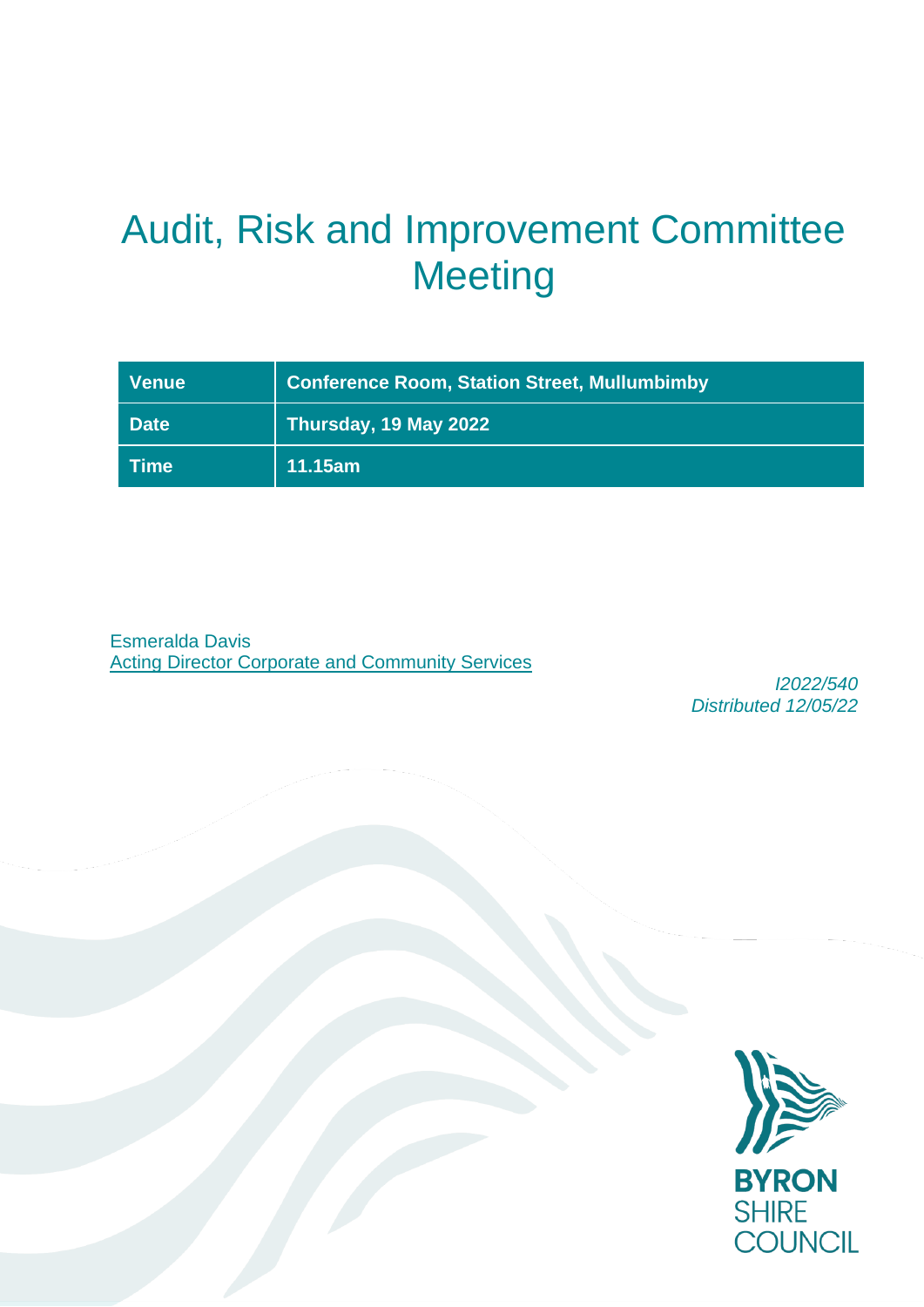# Audit, Risk and Improvement Committee Meeting

| Venue | Conference Room, Station Street, Mullumbimby |
|---|---|
| Date | Thursday, 19 May 2022 |
| Time | 11.15am |

Esmeralda Davis
Acting Director Corporate and Community Services

*I2022/540*
*Distributed 12/05/22*

BYRON SHIRE COUNCIL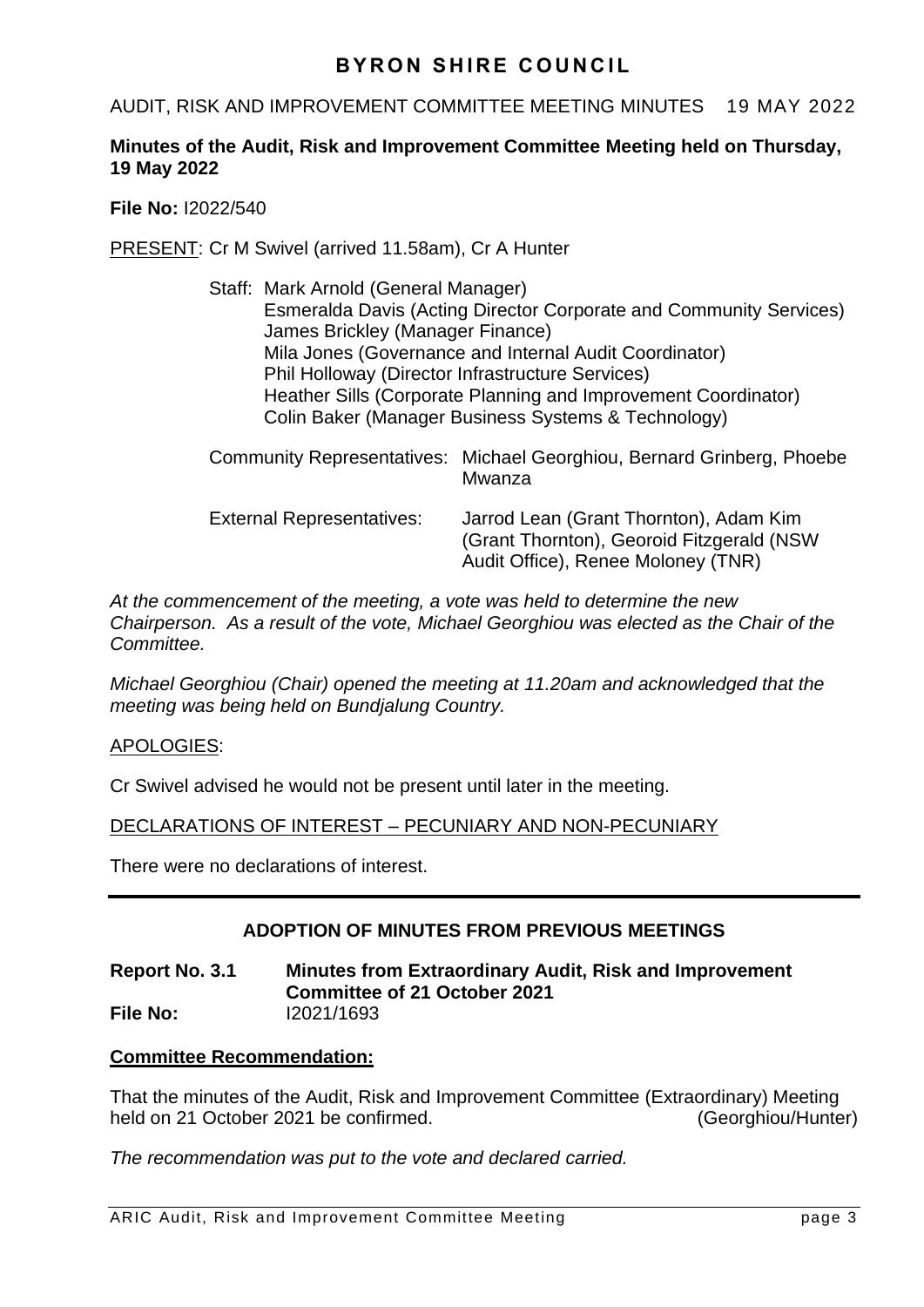# BYRON SHIRE COUNCIL

AUDIT, RISK AND IMPROVEMENT COMMITTEE MEETING MINUTES 19 MAY 2022

**Minutes of the Audit, Risk and Improvement Committee Meeting held on Thursday, 19 May 2022**

**File No:** I2022/540

PRESENT: Cr M Swivel (arrived 11.58am), Cr A Hunter

Staff: Mark Arnold (General Manager)
Esmeralda Davis (Acting Director Corporate and Community Services)
James Brickley (Manager Finance)
Mila Jones (Governance and Internal Audit Coordinator)
Phil Holloway (Director Infrastructure Services)
Heather Sills (Corporate Planning and Improvement Coordinator)
Colin Baker (Manager Business Systems & Technology)

Community Representatives: Michael Georghiou, Bernard Grinberg, Phoebe Mwanza

External Representatives: Jarrod Lean (Grant Thornton), Adam Kim (Grant Thornton), Georoid Fitzgerald (NSW Audit Office), Renee Moloney (TNR)

*At the commencement of the meeting, a vote was held to determine the new Chairperson. As a result of the vote, Michael Georghiou was elected as the Chair of the Committee.*

*Michael Georghiou (Chair) opened the meeting at 11.20am and acknowledged that the meeting was being held on Bundjalung Country.*

APOLOGIES:

Cr Swivel advised he would not be present until later in the meeting.

DECLARATIONS OF INTEREST – PECUNIARY AND NON-PECUNIARY

There were no declarations of interest.

---

## ADOPTION OF MINUTES FROM PREVIOUS MEETINGS

**Report No. 3.1 Minutes from Extraordinary Audit, Risk and Improvement Committee of 21 October 2021**
**File No:** I2021/1693

**Committee Recommendation:**

That the minutes of the Audit, Risk and Improvement Committee (Extraordinary) Meeting held on 21 October 2021 be confirmed. (Georghiou/Hunter)

*The recommendation was put to the vote and declared carried.*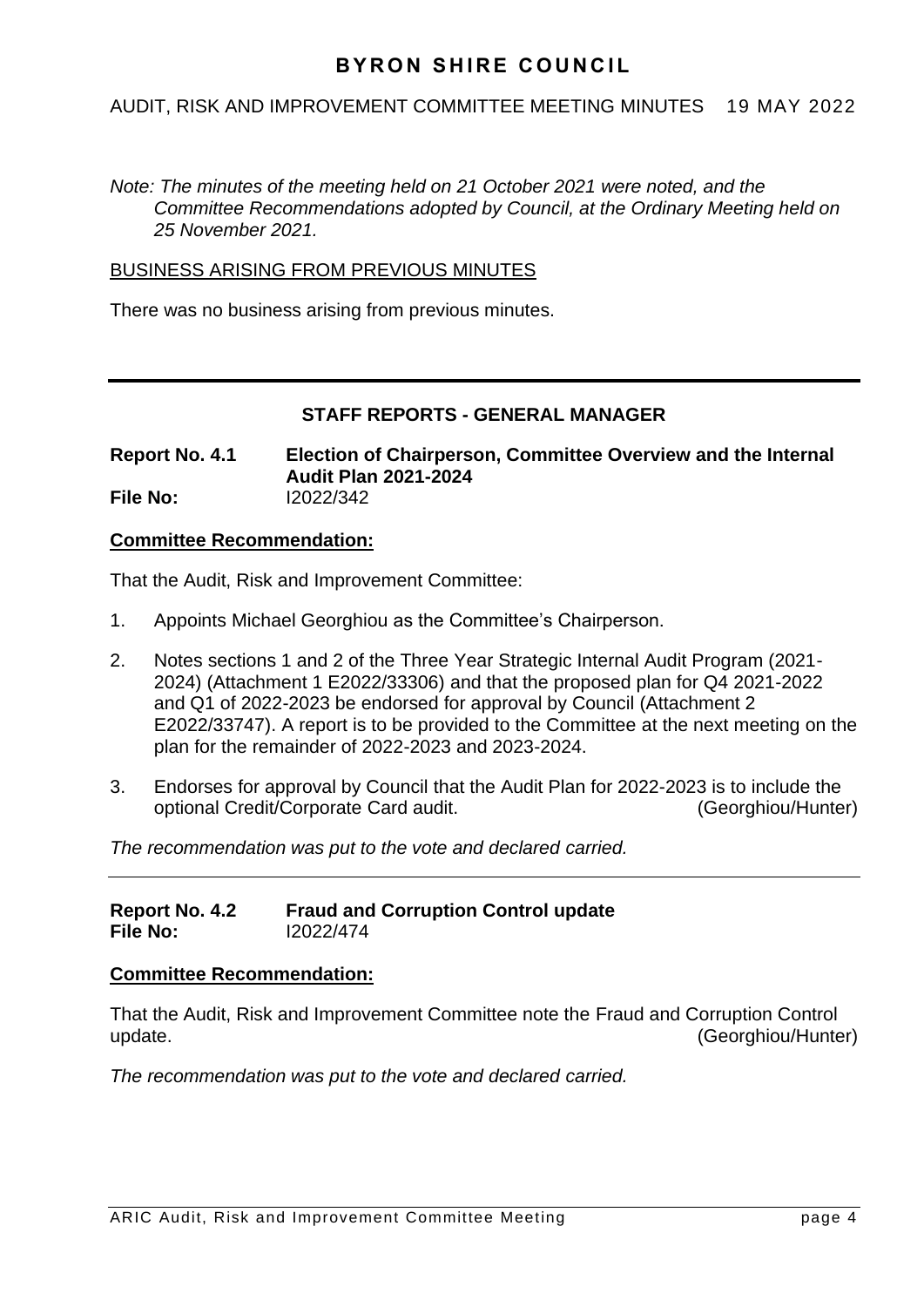*Note: The minutes of the meeting held on 21 October 2021 were noted, and the Committee Recommendations adopted by Council, at the Ordinary Meeting held on 25 November 2021.*

BUSINESS ARISING FROM PREVIOUS MINUTES

There was no business arising from previous minutes.

---

## STAFF REPORTS - GENERAL MANAGER

**Report No. 4.1** **Election of Chairperson, Committee Overview and the Internal Audit Plan 2021-2024**
**File No:** I2022/342

**Committee Recommendation:**

That the Audit, Risk and Improvement Committee:

1. Appoints Michael Georghiou as the Committee's Chairperson.
2. Notes sections 1 and 2 of the Three Year Strategic Internal Audit Program (2021-2024) (Attachment 1 E2022/33306) and that the proposed plan for Q4 2021-2022 and Q1 of 2022-2023 be endorsed for approval by Council (Attachment 2 E2022/33747). A report is to be provided to the Committee at the next meeting on the plan for the remainder of 2022-2023 and 2023-2024.
3. Endorses for approval by Council that the Audit Plan for 2022-2023 is to include the optional Credit/Corporate Card audit. (Georghiou/Hunter)

*The recommendation was put to the vote and declared carried.*

---

**Report No. 4.2** **Fraud and Corruption Control update**
**File No:** I2022/474

**Committee Recommendation:**

That the Audit, Risk and Improvement Committee note the Fraud and Corruption Control update. (Georghiou/Hunter)

*The recommendation was put to the vote and declared carried.*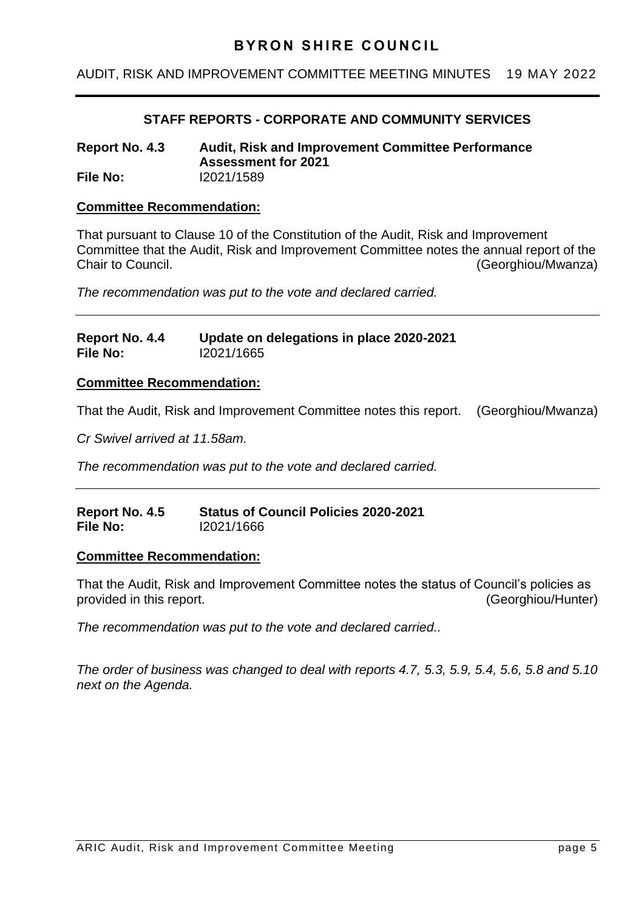## STAFF REPORTS - CORPORATE AND COMMUNITY SERVICES

**Report No. 4.3 Audit, Risk and Improvement Committee Performance Assessment for 2021**
**File No:** I2021/1589

**Committee Recommendation:**

That pursuant to Clause 10 of the Constitution of the Audit, Risk and Improvement Committee that the Audit, Risk and Improvement Committee notes the annual report of the Chair to Council. (Georghiou/Mwanza)

*The recommendation was put to the vote and declared carried.*

---

**Report No. 4.4 Update on delegations in place 2020-2021**
**File No:** I2021/1665

**Committee Recommendation:**

That the Audit, Risk and Improvement Committee notes this report. (Georghiou/Mwanza)

*Cr Swivel arrived at 11.58am.*

*The recommendation was put to the vote and declared carried.*

---

**Report No. 4.5 Status of Council Policies 2020-2021**
**File No:** I2021/1666

**Committee Recommendation:**

That the Audit, Risk and Improvement Committee notes the status of Council's policies as provided in this report. (Georghiou/Hunter)

*The recommendation was put to the vote and declared carried..*

*The order of business was changed to deal with reports 4.7, 5.3, 5.9, 5.4, 5.6, 5.8 and 5.10 next on the Agenda.*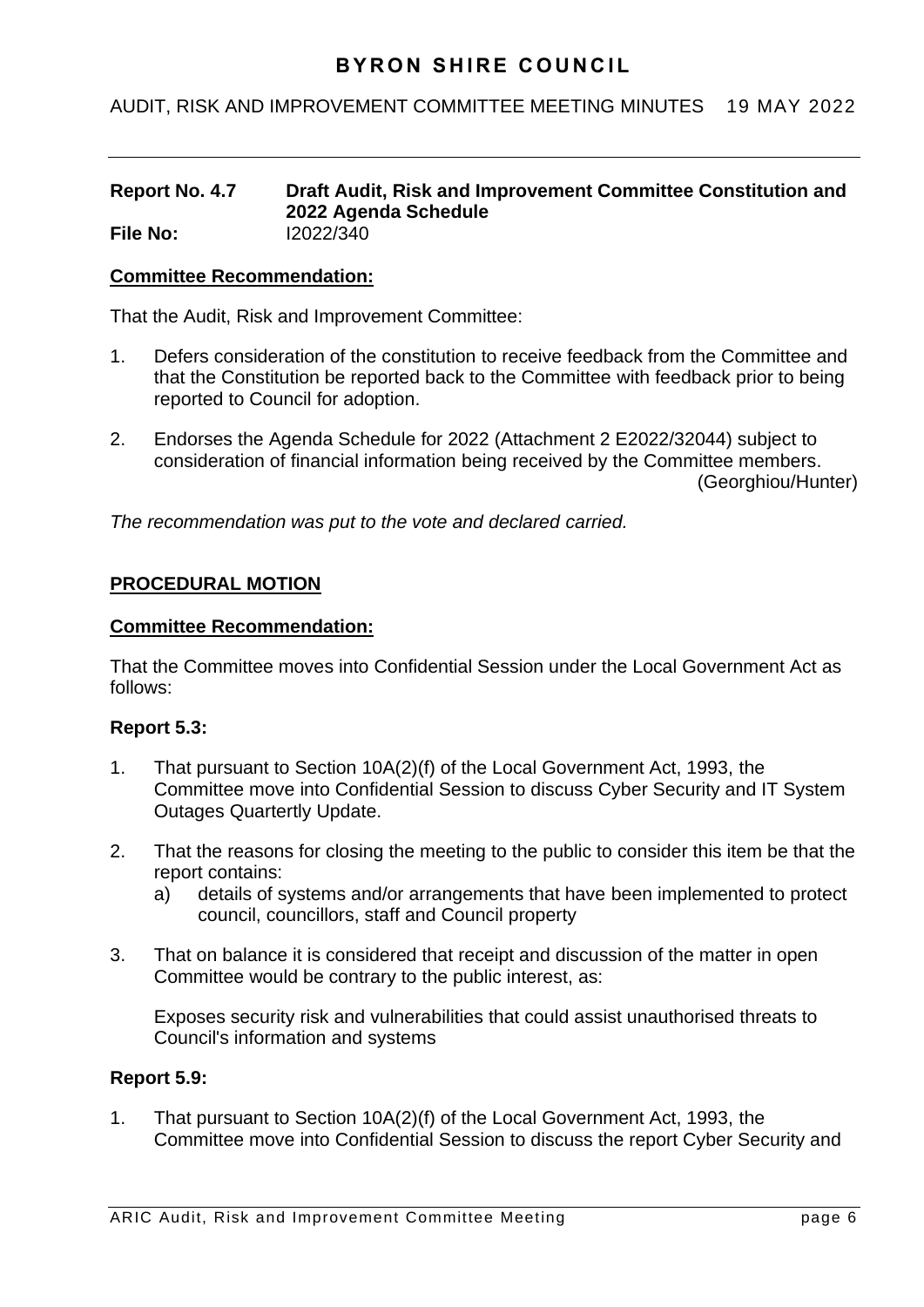**Report No. 4.7 Draft Audit, Risk and Improvement Committee Constitution and 2022 Agenda Schedule**
**File No:** I2022/340

**Committee Recommendation:**

That the Audit, Risk and Improvement Committee:

1. Defers consideration of the constitution to receive feedback from the Committee and that the Constitution be reported back to the Committee with feedback prior to being reported to Council for adoption.

2. Endorses the Agenda Schedule for 2022 (Attachment 2 E2022/32044) subject to consideration of financial information being received by the Committee members.
(Georghiou/Hunter)

*The recommendation was put to the vote and declared carried.*

**PROCEDURAL MOTION**

**Committee Recommendation:**

That the Committee moves into Confidential Session under the Local Government Act as follows:

**Report 5.3:**

1. That pursuant to Section 10A(2)(f) of the Local Government Act, 1993, the Committee move into Confidential Session to discuss Cyber Security and IT System Outages Quartertly Update.

2. That the reasons for closing the meeting to the public to consider this item be that the report contains:
   a) details of systems and/or arrangements that have been implemented to protect council, councillors, staff and Council property

3. That on balance it is considered that receipt and discussion of the matter in open Committee would be contrary to the public interest, as:

   Exposes security risk and vulnerabilities that could assist unauthorised threats to Council's information and systems

**Report 5.9:**

1. That pursuant to Section 10A(2)(f) of the Local Government Act, 1993, the Committee move into Confidential Session to discuss the report Cyber Security and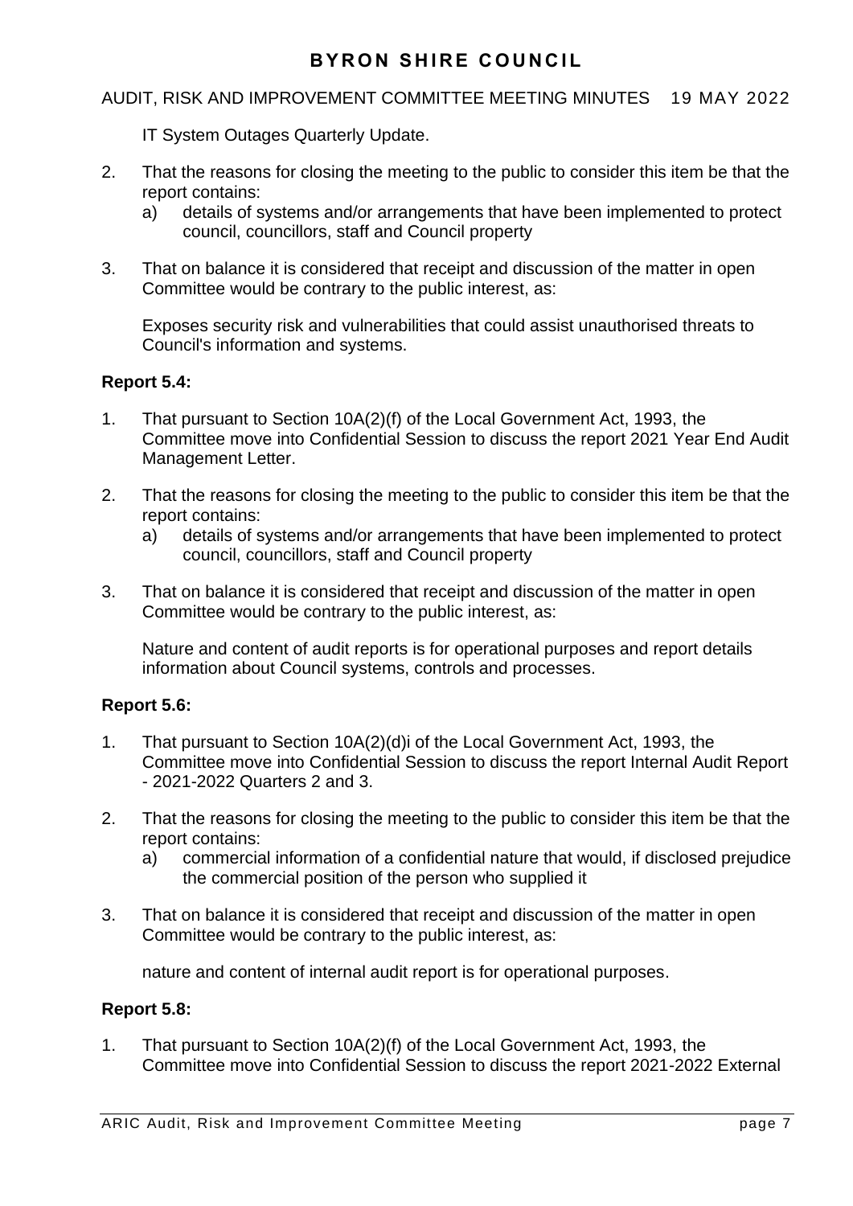IT System Outages Quarterly Update.

2. That the reasons for closing the meeting to the public to consider this item be that the report contains:
   a) details of systems and/or arrangements that have been implemented to protect council, councillors, staff and Council property

3. That on balance it is considered that receipt and discussion of the matter in open Committee would be contrary to the public interest, as:

   Exposes security risk and vulnerabilities that could assist unauthorised threats to Council's information and systems.

**Report 5.4:**

1. That pursuant to Section 10A(2)(f) of the Local Government Act, 1993, the Committee move into Confidential Session to discuss the report 2021 Year End Audit Management Letter.

2. That the reasons for closing the meeting to the public to consider this item be that the report contains:
   a) details of systems and/or arrangements that have been implemented to protect council, councillors, staff and Council property

3. That on balance it is considered that receipt and discussion of the matter in open Committee would be contrary to the public interest, as:

   Nature and content of audit reports is for operational purposes and report details information about Council systems, controls and processes.

**Report 5.6:**

1. That pursuant to Section 10A(2)(d)i of the Local Government Act, 1993, the Committee move into Confidential Session to discuss the report Internal Audit Report - 2021-2022 Quarters 2 and 3.

2. That the reasons for closing the meeting to the public to consider this item be that the report contains:
   a) commercial information of a confidential nature that would, if disclosed prejudice the commercial position of the person who supplied it

3. That on balance it is considered that receipt and discussion of the matter in open Committee would be contrary to the public interest, as:

   nature and content of internal audit report is for operational purposes.

**Report 5.8:**

1. That pursuant to Section 10A(2)(f) of the Local Government Act, 1993, the Committee move into Confidential Session to discuss the report 2021-2022 External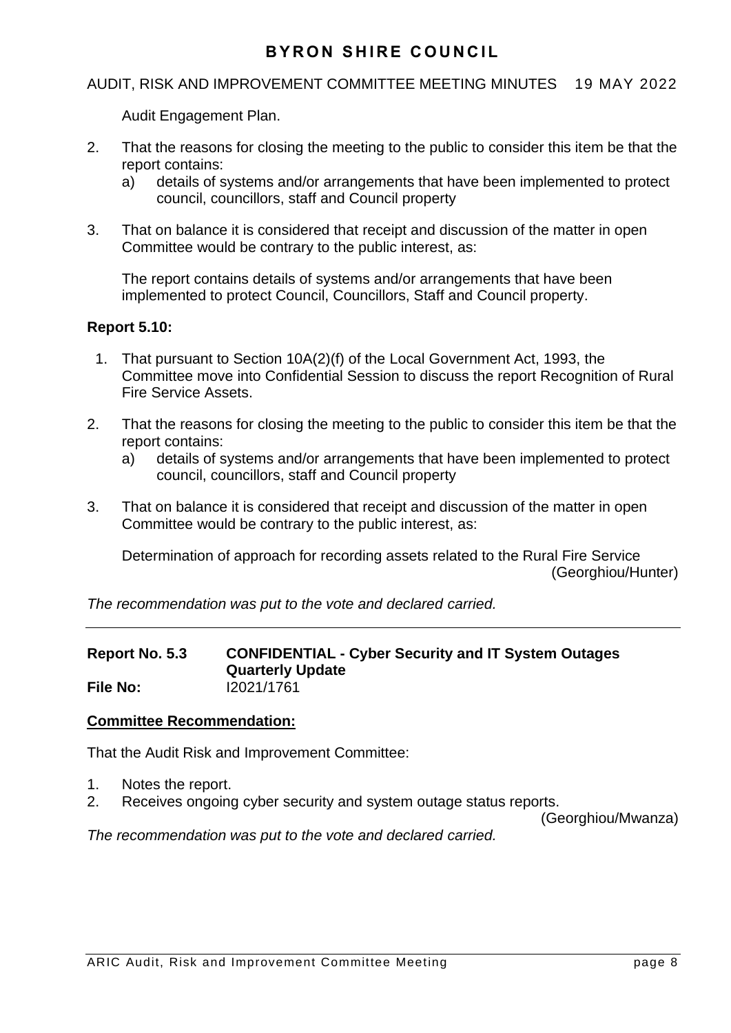Audit Engagement Plan.

2. That the reasons for closing the meeting to the public to consider this item be that the report contains:
   a) details of systems and/or arrangements that have been implemented to protect council, councillors, staff and Council property

3. That on balance it is considered that receipt and discussion of the matter in open Committee would be contrary to the public interest, as:

   The report contains details of systems and/or arrangements that have been implemented to protect Council, Councillors, Staff and Council property.

**Report 5.10:**

1. That pursuant to Section 10A(2)(f) of the Local Government Act, 1993, the Committee move into Confidential Session to discuss the report Recognition of Rural Fire Service Assets.

2. That the reasons for closing the meeting to the public to consider this item be that the report contains:
   a) details of systems and/or arrangements that have been implemented to protect council, councillors, staff and Council property

3. That on balance it is considered that receipt and discussion of the matter in open Committee would be contrary to the public interest, as:

   Determination of approach for recording assets related to the Rural Fire Service

(Georghiou/Hunter)

*The recommendation was put to the vote and declared carried.*

---

**Report No. 5.3 CONFIDENTIAL - Cyber Security and IT System Outages Quarterly Update**
**File No:** I2021/1761

**Committee Recommendation:**

That the Audit Risk and Improvement Committee:

1. Notes the report.
2. Receives ongoing cyber security and system outage status reports.

(Georghiou/Mwanza)

*The recommendation was put to the vote and declared carried.*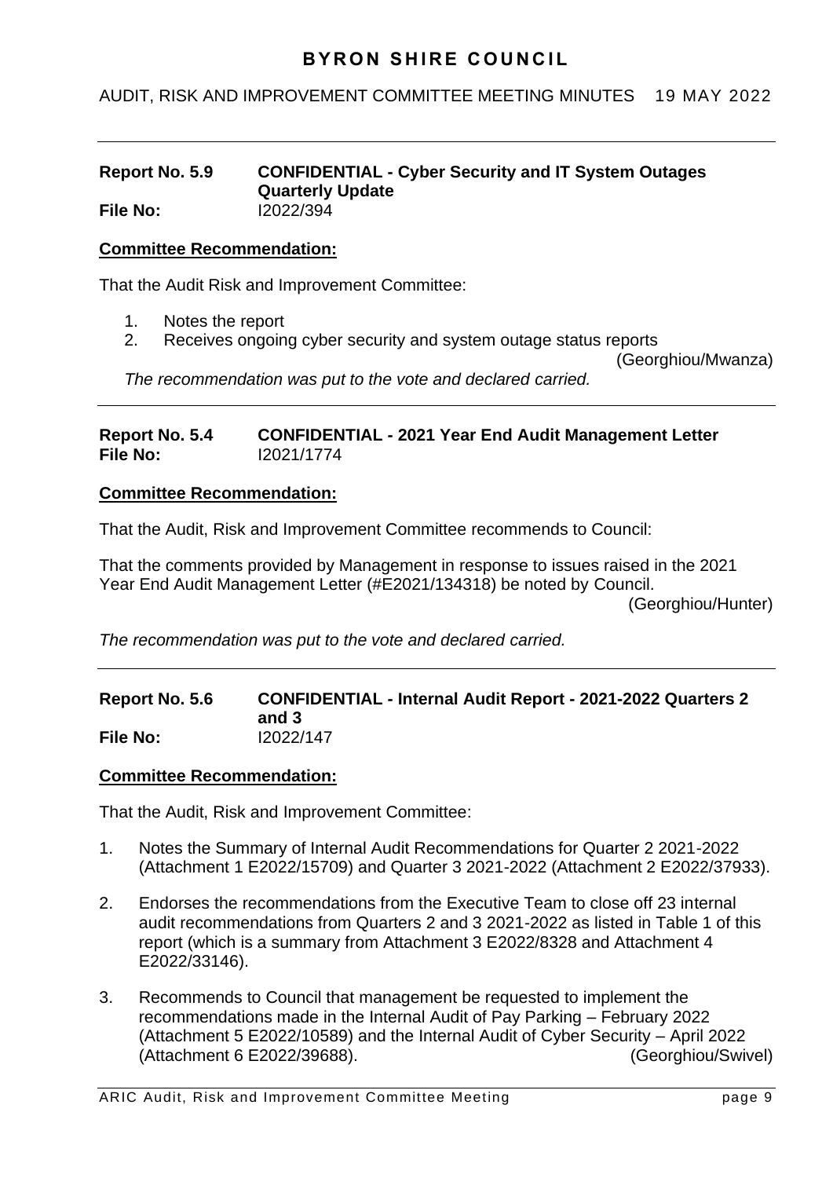**Report No. 5.9 CONFIDENTIAL - Cyber Security and IT System Outages Quarterly Update**
**File No:** I2022/394

**Committee Recommendation:**

That the Audit Risk and Improvement Committee:

1. Notes the report
2. Receives ongoing cyber security and system outage status reports

(Georghiou/Mwanza)

*The recommendation was put to the vote and declared carried.*

---

**Report No. 5.4 CONFIDENTIAL - 2021 Year End Audit Management Letter**
**File No:** I2021/1774

**Committee Recommendation:**

That the Audit, Risk and Improvement Committee recommends to Council:

That the comments provided by Management in response to issues raised in the 2021 Year End Audit Management Letter (#E2021/134318) be noted by Council.

(Georghiou/Hunter)

*The recommendation was put to the vote and declared carried.*

---

**Report No. 5.6 CONFIDENTIAL - Internal Audit Report - 2021-2022 Quarters 2 and 3**
**File No:** I2022/147

**Committee Recommendation:**

That the Audit, Risk and Improvement Committee:

1. Notes the Summary of Internal Audit Recommendations for Quarter 2 2021-2022 (Attachment 1 E2022/15709) and Quarter 3 2021-2022 (Attachment 2 E2022/37933).

2. Endorses the recommendations from the Executive Team to close off 23 internal audit recommendations from Quarters 2 and 3 2021-2022 as listed in Table 1 of this report (which is a summary from Attachment 3 E2022/8328 and Attachment 4 E2022/33146).

3. Recommends to Council that management be requested to implement the recommendations made in the Internal Audit of Pay Parking – February 2022 (Attachment 5 E2022/10589) and the Internal Audit of Cyber Security – April 2022 (Attachment 6 E2022/39688). (Georghiou/Swivel)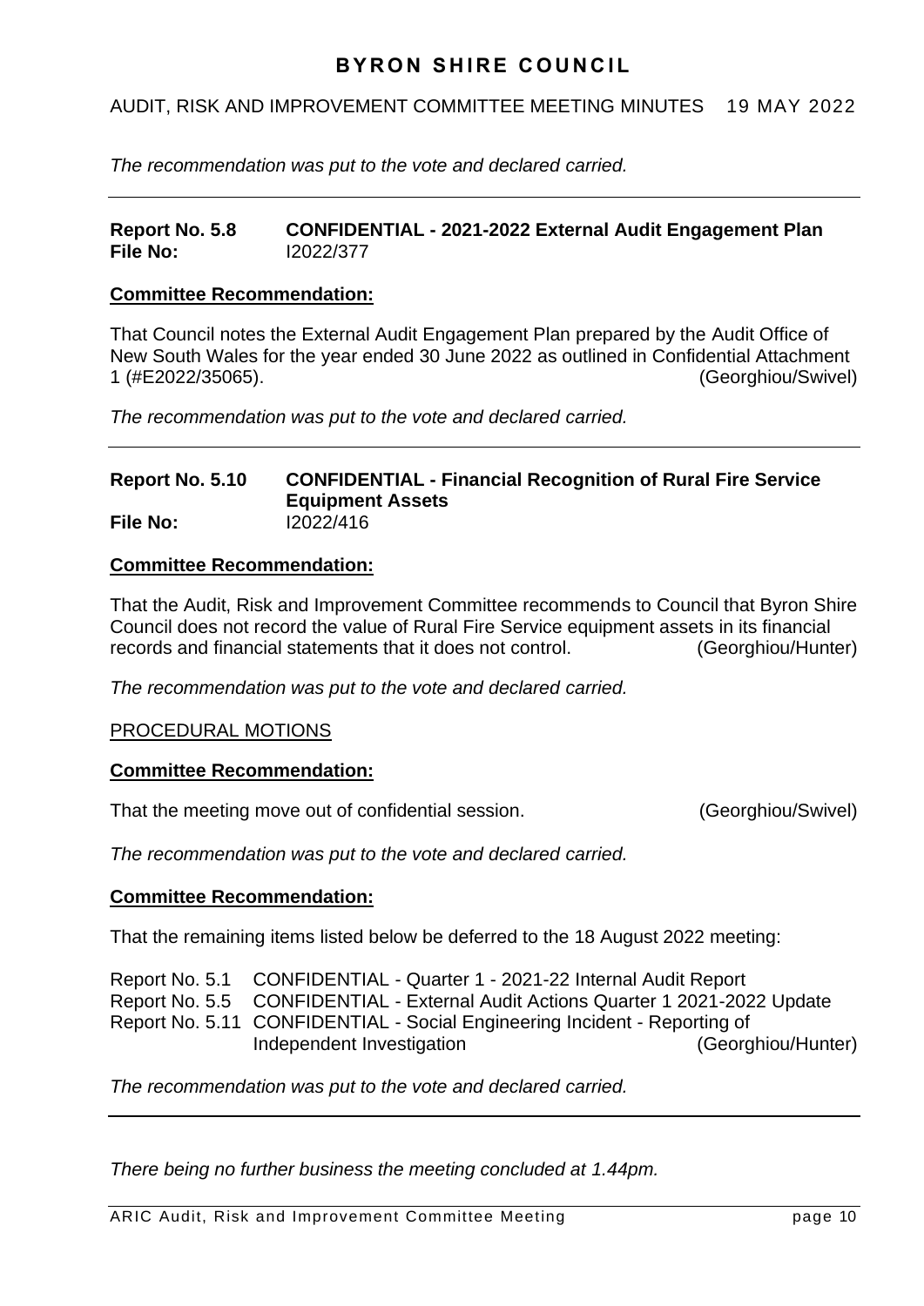*The recommendation was put to the vote and declared carried.*

---

**Report No. 5.8 CONFIDENTIAL - 2021-2022 External Audit Engagement Plan**
**File No:** I2022/377

**Committee Recommendation:**

That Council notes the External Audit Engagement Plan prepared by the Audit Office of New South Wales for the year ended 30 June 2022 as outlined in Confidential Attachment 1 (#E2022/35065). (Georghiou/Swivel)

*The recommendation was put to the vote and declared carried.*

---

**Report No. 5.10 CONFIDENTIAL - Financial Recognition of Rural Fire Service Equipment Assets**
**File No:** I2022/416

**Committee Recommendation:**

That the Audit, Risk and Improvement Committee recommends to Council that Byron Shire Council does not record the value of Rural Fire Service equipment assets in its financial records and financial statements that it does not control. (Georghiou/Hunter)

*The recommendation was put to the vote and declared carried.*

PROCEDURAL MOTIONS

**Committee Recommendation:**

That the meeting move out of confidential session. (Georghiou/Swivel)

*The recommendation was put to the vote and declared carried.*

**Committee Recommendation:**

That the remaining items listed below be deferred to the 18 August 2022 meeting:

Report No. 5.1 CONFIDENTIAL - Quarter 1 - 2021-22 Internal Audit Report
Report No. 5.5 CONFIDENTIAL - External Audit Actions Quarter 1 2021-2022 Update
Report No. 5.11 CONFIDENTIAL - Social Engineering Incident - Reporting of Independent Investigation (Georghiou/Hunter)

*The recommendation was put to the vote and declared carried.*

---

*There being no further business the meeting concluded at 1.44pm.*